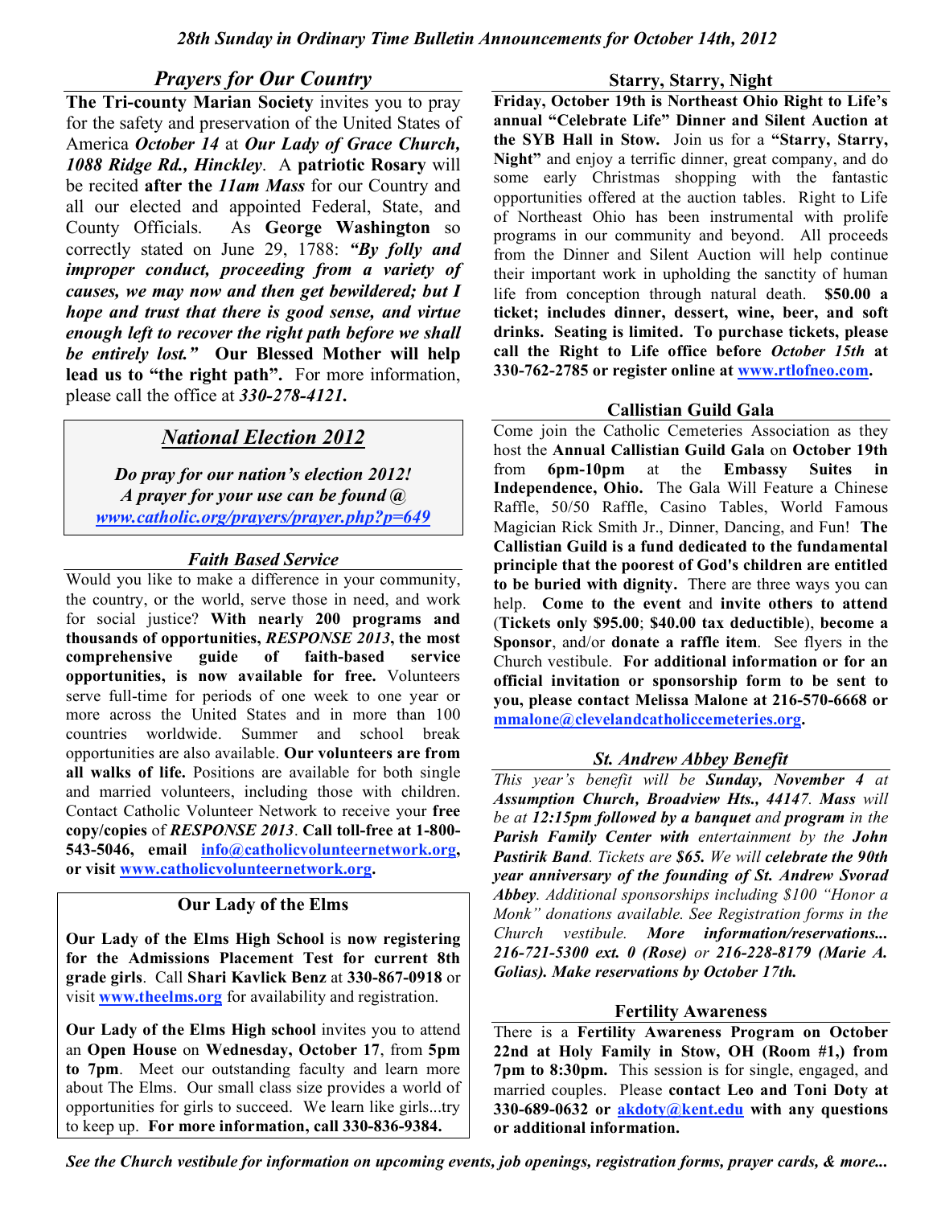*28th Sunday in Ordinary Time Bulletin Announcements for October 14th, 2012*

## *Prayers for Our Country*

**The Tri-county Marian Society** invites you to pray for the safety and preservation of the United States of America ***October 14*** at ***Our Lady of Grace Church, 1088 Ridge Rd., Hinckley***. A **patriotic Rosary** will be recited **after the *11am Mass*** for our Country and all our elected and appointed Federal, State, and County Officials. As **George Washington** so correctly stated on June 29, 1788: ***"By folly and improper conduct, proceeding from a variety of causes, we may now and then get bewildered; but I hope and trust that there is good sense, and virtue enough left to recover the right path before we shall be entirely lost."*** **Our Blessed Mother will help lead us to "the right path".** For more information, please call the office at ***330-278-4121.***

## *National Election 2012*

***Do pray for our nation's election 2012!***
***A prayer for your use can be found @ [www.catholic.org/prayers/prayer.php?p=649](www.catholic.org/prayers/prayer.php?p=649)***

## *Faith Based Service*

Would you like to make a difference in your community, the country, or the world, serve those in need, and work for social justice? **With nearly 200 programs and thousands of opportunities, *RESPONSE 2013*, the most comprehensive guide of faith-based service opportunities, is now available for free.** Volunteers serve full-time for periods of one week to one year or more across the United States and in more than 100 countries worldwide. Summer and school break opportunities are also available. **Our volunteers are from all walks of life.** Positions are available for both single and married volunteers, including those with children. Contact Catholic Volunteer Network to receive your **free copy/copies** of ***RESPONSE 2013***. **Call toll-free at 1-800-543-5046, email [info@catholicvolunteernetwork.org](mailto:info@catholicvolunteernetwork.org), or visit [www.catholicvolunteernetwork.org](www.catholicvolunteernetwork.org).**

## Our Lady of the Elms

**Our Lady of the Elms High School** is **now registering for the Admissions Placement Test for current 8th grade girls**. Call **Shari Kavlick Benz** at **330-867-0918** or visit **[www.theelms.org](www.theelms.org)** for availability and registration.

**Our Lady of the Elms High school** invites you to attend an **Open House** on **Wednesday, October 17**, from **5pm to 7pm**. Meet our outstanding faculty and learn more about The Elms. Our small class size provides a world of opportunities for girls to succeed. We learn like girls...try to keep up. **For more information, call 330-836-9384.**

## Starry, Starry, Night

**Friday, October 19th is Northeast Ohio Right to Life's annual "Celebrate Life" Dinner and Silent Auction at the SYB Hall in Stow.** Join us for a **"Starry, Starry, Night"** and enjoy a terrific dinner, great company, and do some early Christmas shopping with the fantastic opportunities offered at the auction tables. Right to Life of Northeast Ohio has been instrumental with prolife programs in our community and beyond. All proceeds from the Dinner and Silent Auction will help continue their important work in upholding the sanctity of human life from conception through natural death. **$50.00 a ticket; includes dinner, dessert, wine, beer, and soft drinks. Seating is limited. To purchase tickets, please call the Right to Life office before *October 15th* at 330-762-2785 or register online at [www.rtlofneo.com](www.rtlofneo.com).**

## Callistian Guild Gala

Come join the Catholic Cemeteries Association as they host the **Annual Callistian Guild Gala** on **October 19th** from **6pm-10pm** at the **Embassy Suites in Independence, Ohio.** The Gala Will Feature a Chinese Raffle, 50/50 Raffle, Casino Tables, World Famous Magician Rick Smith Jr., Dinner, Dancing, and Fun! **The Callistian Guild is a fund dedicated to the fundamental principle that the poorest of God's children are entitled to be buried with dignity.** There are three ways you can help. **Come to the event** and **invite others to attend** (**Tickets only $95.00**; **$40.00 tax deductible**), **become a Sponsor**, and/or **donate a raffle item**. See flyers in the Church vestibule. **For additional information or for an official invitation or sponsorship form to be sent to you, please contact Melissa Malone at 216-570-6668 or [mmalone@clevelandcatholiccemeteries.org](mailto:mmalone@clevelandcatholiccemeteries.org).**

## *St. Andrew Abbey Benefit*

*This year's benefit will be **Sunday, November 4** at **Assumption Church, Broadview Hts., 44147**. **Mass** will be at **12:15pm followed by a banquet** and **program** in the **Parish Family Center with** entertainment by the **John Pastirik Band**. Tickets are **$65**. We will **celebrate the 90th year anniversary of the founding of St. Andrew Svorad Abbey**. Additional sponsorships including $100 "Honor a Monk" donations available. See Registration forms in the Church vestibule. **More information/reservations... 216-721-5300 ext. 0 (Rose)** or **216-228-8179 (Marie A. Golias). Make reservations by October 17th.***

## Fertility Awareness

There is a **Fertility Awareness Program on October 22nd at Holy Family in Stow, OH (Room #1,) from 7pm to 8:30pm.** This session is for single, engaged, and married couples. Please **contact Leo and Toni Doty at 330-689-0632 or [akdoty@kent.edu](mailto:akdoty@kent.edu) with any questions or additional information.**

***See the Church vestibule for information on upcoming events, job openings, registration forms, prayer cards, & more...***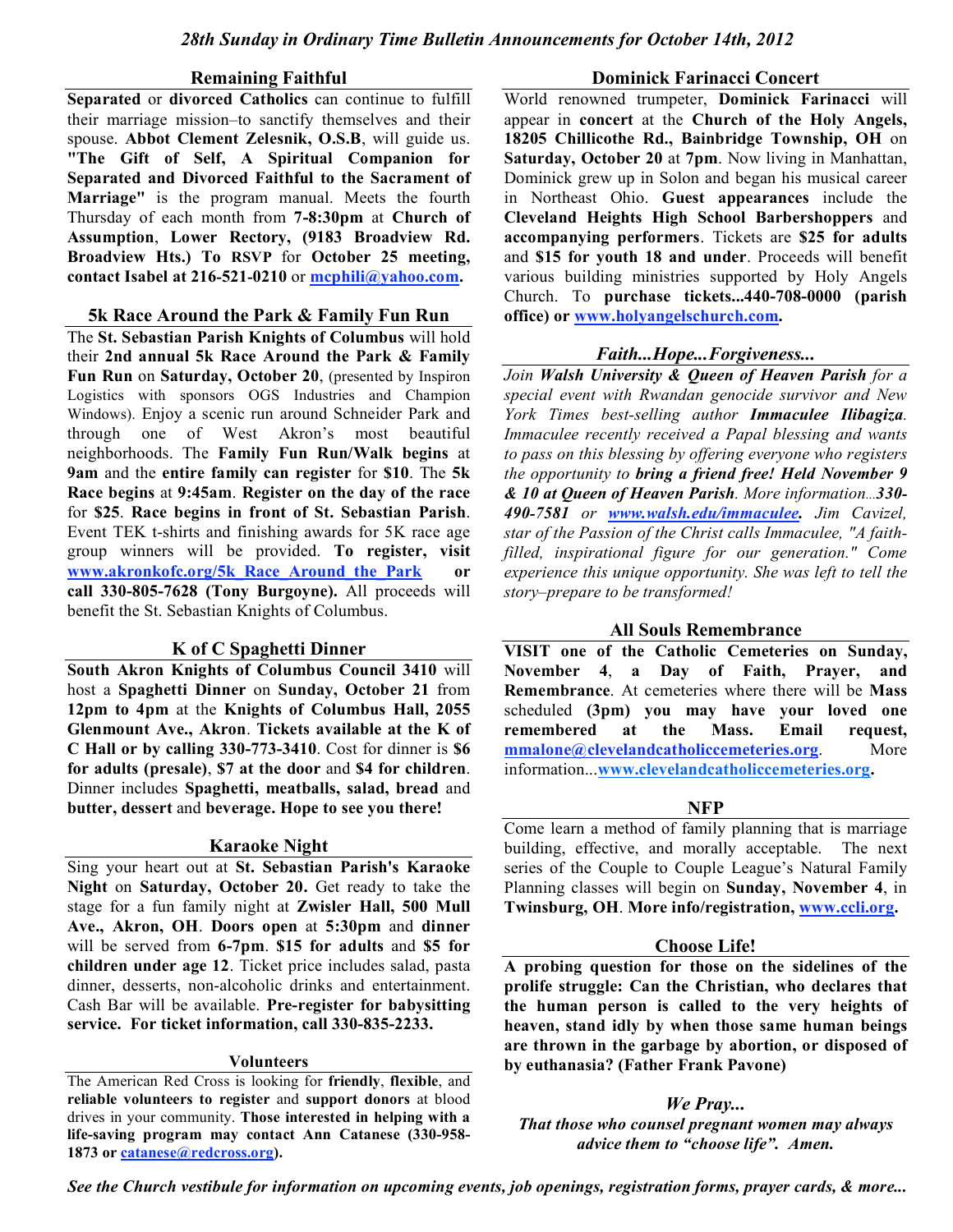*28th Sunday in Ordinary Time Bulletin Announcements for October 14th, 2012*

## Remaining Faithful

**Separated** or **divorced Catholics** can continue to fulfill their marriage mission–to sanctify themselves and their spouse. **Abbot Clement Zelesnik, O.S.B**, will guide us. **"The Gift of Self, A Spiritual Companion for Separated and Divorced Faithful to the Sacrament of Marriage"** is the program manual. Meets the fourth Thursday of each month from **7-8:30pm** at **Church of Assumption**, **Lower Rectory, (9183 Broadview Rd. Broadview Hts.) To** RSVP for **October 25 meeting, contact Isabel at 216-521-0210** or **mcphili@yahoo.com.**

## 5k Race Around the Park & Family Fun Run

The **St. Sebastian Parish Knights of Columbus** will hold their **2nd annual 5k Race Around the Park & Family Fun Run** on **Saturday, October 20**, (presented by Inspiron Logistics with sponsors OGS Industries and Champion Windows). Enjoy a scenic run around Schneider Park and through one of West Akron's most beautiful neighborhoods. The **Family Fun Run/Walk begins** at **9am** and the **entire family can register** for **$10**. The **5k Race begins** at **9:45am**. **Register on the day of the race** for **$25**. **Race begins in front of St. Sebastian Parish**. Event TEK t-shirts and finishing awards for 5K race age group winners will be provided. **To register, visit www.akronkofc.org/5k_Race_Around_the_Park or call 330-805-7628 (Tony Burgoyne).** All proceeds will benefit the St. Sebastian Knights of Columbus.

## K of C Spaghetti Dinner

**South Akron Knights of Columbus Council 3410** will host a **Spaghetti Dinner** on **Sunday, October 21** from **12pm to 4pm** at the **Knights of Columbus Hall, 2055 Glenmount Ave., Akron**. **Tickets available at the K of C Hall or by calling 330-773-3410**. Cost for dinner is **$6 for adults (presale)**, **$7 at the door** and **$4 for children**. Dinner includes **Spaghetti, meatballs, salad, bread** and **butter, dessert** and **beverage. Hope to see you there!**

## Karaoke Night

Sing your heart out at **St. Sebastian Parish's Karaoke Night** on **Saturday, October 20.** Get ready to take the stage for a fun family night at **Zwisler Hall, 500 Mull Ave., Akron, OH**. **Doors open** at **5:30pm** and **dinner** will be served from **6-7pm**. **$15 for adults** and **$5 for children under age 12**. Ticket price includes salad, pasta dinner, desserts, non-alcoholic drinks and entertainment. Cash Bar will be available. **Pre-register for babysitting service. For ticket information, call 330-835-2233.**

## Volunteers

The American Red Cross is looking for **friendly**, **flexible**, and **reliable volunteers to register** and **support donors** at blood drives in your community. **Those interested in helping with a life-saving program may contact Ann Catanese (330-958-1873 or catanese@redcross.org).**

## Dominick Farinacci Concert

World renowned trumpeter, **Dominick Farinacci** will appear in **concert** at the **Church of the Holy Angels, 18205 Chillicothe Rd., Bainbridge Township, OH** on **Saturday, October 20** at **7pm**. Now living in Manhattan, Dominick grew up in Solon and began his musical career in Northeast Ohio. **Guest appearances** include the **Cleveland Heights High School Barbershoppers** and **accompanying performers**. Tickets are **$25 for adults** and **$15 for youth 18 and under**. Proceeds will benefit various building ministries supported by Holy Angels Church. To **purchase tickets...440-708-0000 (parish office) or www.holyangelschurch.com.**

## *Faith...Hope...Forgiveness...*

*Join **Walsh University & Queen of Heaven Parish** for a special event with Rwandan genocide survivor and New York Times best-selling author **Immaculee Ilibagiza**. Immaculee recently received a Papal blessing and wants to pass on this blessing by offering everyone who registers the opportunity to **bring a friend free! Held November 9 & 10 at Queen of Heaven Parish**. More information...**330-490-7581** or **www.walsh.edu/immaculee.** Jim Cavizel, star of the Passion of the Christ calls Immaculee, "A faith-filled, inspirational figure for our generation." Come experience this unique opportunity. She was left to tell the story–prepare to be transformed!*

## All Souls Remembrance

**VISIT one of the Catholic Cemeteries on Sunday, November 4**, **a Day of Faith, Prayer, and Remembrance**. At cemeteries where there will be **Mass** scheduled **(3pm) you may have your loved one remembered at the Mass. Email request, mmalone@clevelandcatholiccemeteries.org**. More information...**www.clevelandcatholiccemeteries.org.**

## NFP

Come learn a method of family planning that is marriage building, effective, and morally acceptable. The next series of the Couple to Couple League's Natural Family Planning classes will begin on **Sunday, November 4**, in **Twinsburg, OH**. **More info/registration, www.ccli.org.**

## Choose Life!

**A probing question for those on the sidelines of the prolife struggle: Can the Christian, who declares that the human person is called to the very heights of heaven, stand idly by when those same human beings are thrown in the garbage by abortion, or disposed of by euthanasia? (Father Frank Pavone)**

## *We Pray...*

***That those who counsel pregnant women may always advice them to "choose life". Amen.***

***See the Church vestibule for information on upcoming events, job openings, registration forms, prayer cards, & more...***